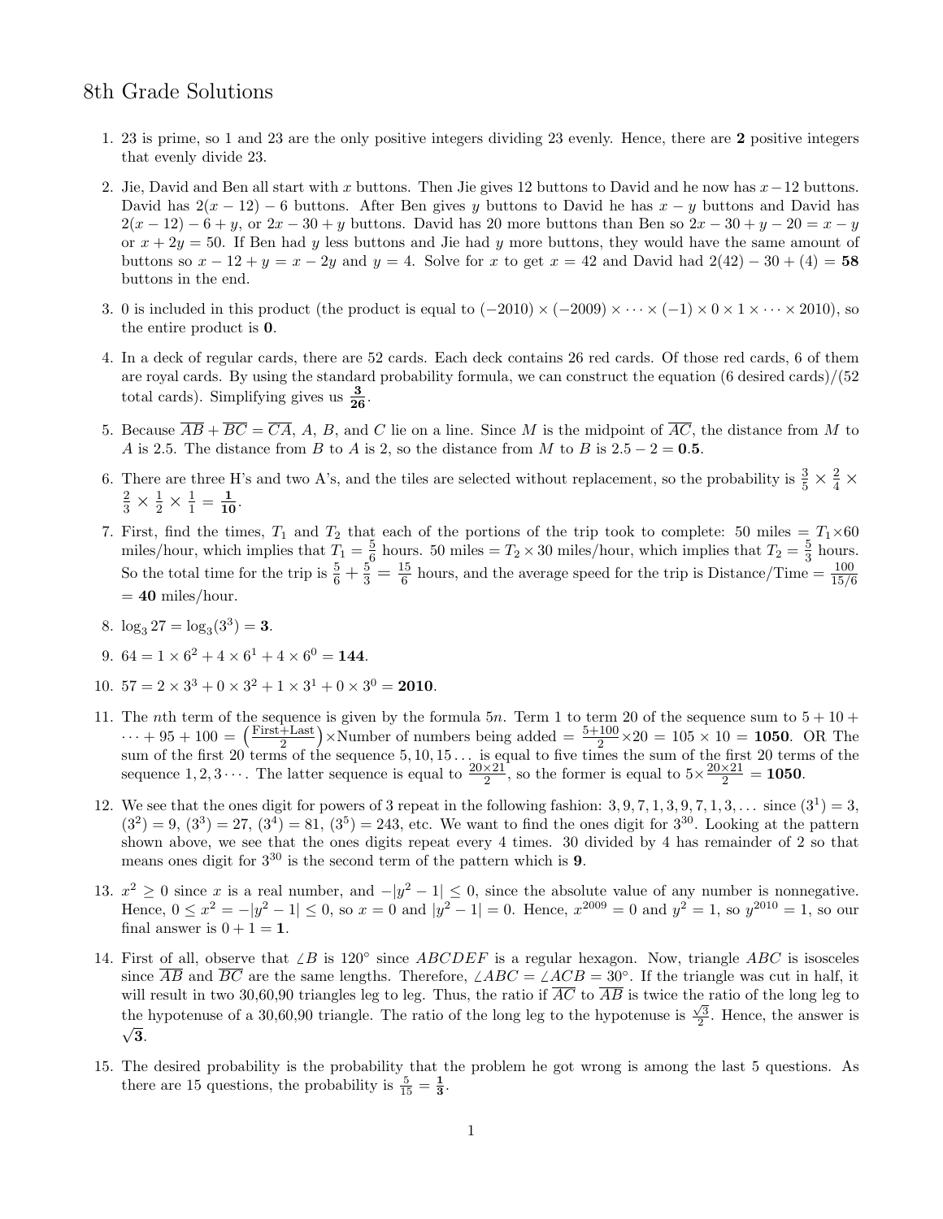# 8th Grade Solutions

1. 23 is prime, so 1 and 23 are the only positive integers dividing 23 evenly. Hence, there are **2** positive integers that evenly divide 23.

2. Jie, David and Ben all start with $x$ buttons. Then Jie gives 12 buttons to David and he now has $x-12$ buttons. David has $2(x-12)-6$ buttons. After Ben gives $y$ buttons to David he has $x-y$ buttons and David has $2(x-12)-6+y$, or $2x-30+y$ buttons. David has 20 more buttons than Ben so $2x-30+y-20 = x-y$ or $x+2y = 50$. If Ben had $y$ less buttons and Jie had $y$ more buttons, they would have the same amount of buttons so $x-12+y = x-2y$ and $y = 4$. Solve for $x$ to get $x = 42$ and David had $2(42)-30+(4) = \mathbf{58}$ buttons in the end.

3. 0 is included in this product (the product is equal to $(-2010)\times(-2009)\times\cdots\times(-1)\times 0\times 1\times\cdots\times 2010)$, so the entire product is **0**.

4. In a deck of regular cards, there are 52 cards. Each deck contains 26 red cards. Of those red cards, 6 of them are royal cards. By using the standard probability formula, we can construct the equation (6 desired cards)/(52 total cards). Simplifying gives us $\mathbf{\frac{3}{26}}$.

5. Because $\overline{AB}+\overline{BC}=\overline{CA}$, $A$, $B$, and $C$ lie on a line. Since $M$ is the midpoint of $\overline{AC}$, the distance from $M$ to $A$ is 2.5. The distance from $B$ to $A$ is 2, so the distance from $M$ to $B$ is $2.5-2 = \mathbf{0.5}$.

6. There are three H's and two A's, and the tiles are selected without replacement, so the probability is $\frac{3}{5}\times\frac{2}{4}\times\frac{2}{3}\times\frac{1}{2}\times\frac{1}{1} = \mathbf{\frac{1}{10}}$.

7. First, find the times, $T_1$ and $T_2$ that each of the portions of the trip took to complete: 50 miles $= T_1\times 60$ miles/hour, which implies that $T_1 = \frac{5}{6}$ hours. 50 miles $= T_2\times 30$ miles/hour, which implies that $T_2 = \frac{5}{3}$ hours. So the total time for the trip is $\frac{5}{6}+\frac{5}{3} = \frac{15}{6}$ hours, and the average speed for the trip is Distance/Time $= \frac{100}{15/6}$ $= \mathbf{40}$ miles/hour.

8. $\log_3 27 = \log_3(3^3) = \mathbf{3}$.

9. $64 = 1\times 6^2 + 4\times 6^1 + 4\times 6^0 = \mathbf{144}$.

10. $57 = 2\times 3^3 + 0\times 3^2 + 1\times 3^1 + 0\times 3^0 = \mathbf{2010}$.

11. The $n$th term of the sequence is given by the formula $5n$. Term 1 to term 20 of the sequence sum to $5+10+\cdots+95+100 = \left(\frac{\text{First+Last}}{2}\right)\times$Number of numbers being added $= \frac{5+100}{2}\times 20 = 105\times 10 = \mathbf{1050}$. OR The sum of the first 20 terms of the sequence $5, 10, 15\ldots$ is equal to five times the sum of the first 20 terms of the sequence $1, 2, 3\cdots$. The latter sequence is equal to $\frac{20\times 21}{2}$, so the former is equal to $5\times\frac{20\times 21}{2} = \mathbf{1050}$.

12. We see that the ones digit for powers of 3 repeat in the following fashion: $3, 9, 7, 1, 3, 9, 7, 1, 3, \ldots$ since $(3^1) = 3$, $(3^2) = 9$, $(3^3) = 27$, $(3^4) = 81$, $(3^5) = 243$, etc. We want to find the ones digit for $3^{30}$. Looking at the pattern shown above, we see that the ones digits repeat every 4 times. 30 divided by 4 has remainder of 2 so that means ones digit for $3^{30}$ is the second term of the pattern which is **9**.

13. $x^2 \geq 0$ since $x$ is a real number, and $-|y^2-1| \leq 0$, since the absolute value of any number is nonnegative. Hence, $0 \leq x^2 = -|y^2-1| \leq 0$, so $x = 0$ and $|y^2-1| = 0$. Hence, $x^{2009} = 0$ and $y^2 = 1$, so $y^{2010} = 1$, so our final answer is $0+1 = \mathbf{1}$.

14. First of all, observe that $\angle B$ is $120°$ since $ABCDEF$ is a regular hexagon. Now, triangle $ABC$ is isosceles since $\overline{AB}$ and $\overline{BC}$ are the same lengths. Therefore, $\angle ABC = \angle ACB = 30°$. If the triangle was cut in half, it will result in two 30,60,90 triangles leg to leg. Thus, the ratio if $\overline{AC}$ to $\overline{AB}$ is twice the ratio of the long leg to the hypotenuse of a 30,60,90 triangle. The ratio of the long leg to the hypotenuse is $\frac{\sqrt{3}}{2}$. Hence, the answer is $\mathbf{\sqrt{3}}$.

15. The desired probability is the probability that the problem he got wrong is among the last 5 questions. As there are 15 questions, the probability is $\frac{5}{15} = \mathbf{\frac{1}{3}}$.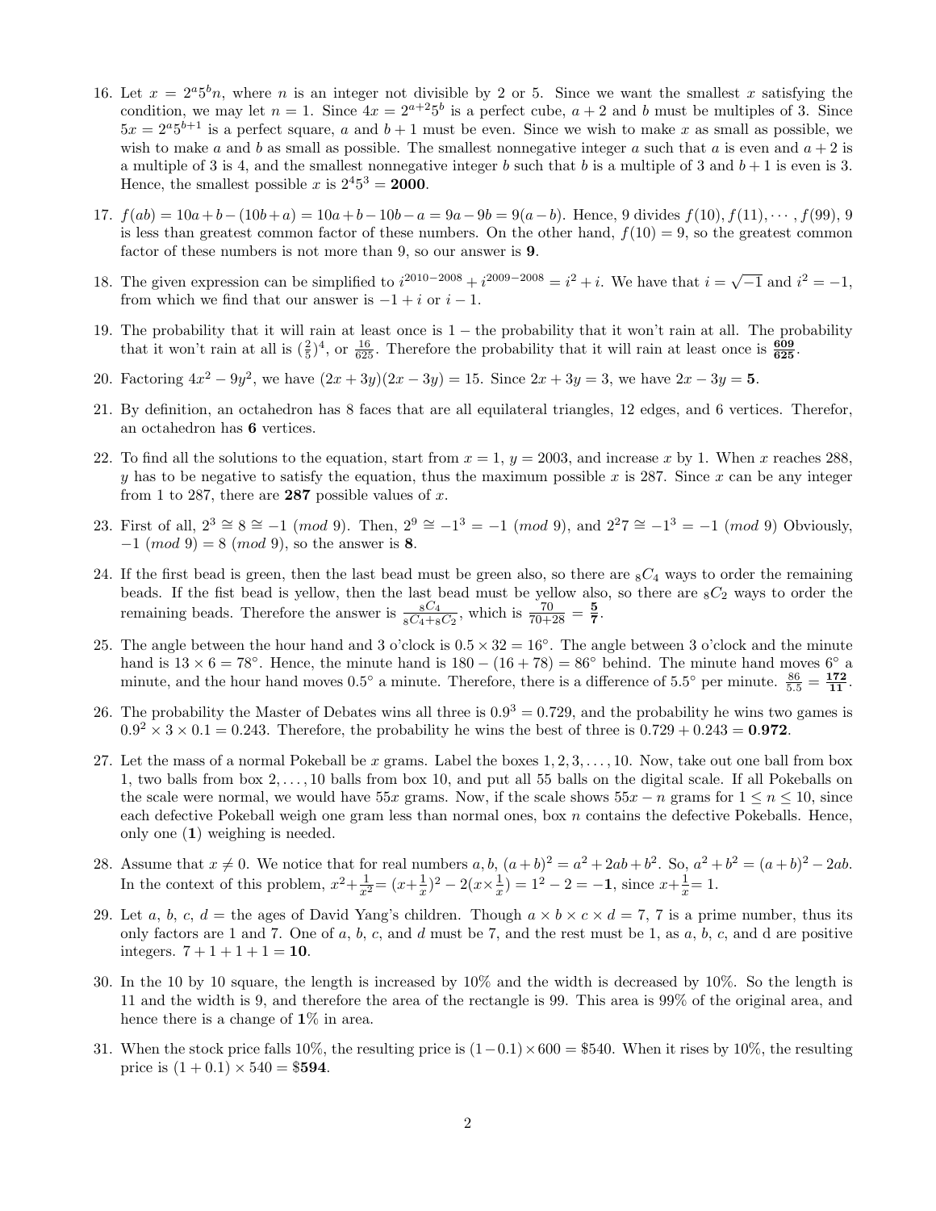16. Let $x = 2^a 5^b n$, where $n$ is an integer not divisible by 2 or 5. Since we want the smallest $x$ satisfying the condition, we may let $n = 1$. Since $4x = 2^{a+2}5^b$ is a perfect cube, $a + 2$ and $b$ must be multiples of 3. Since $5x = 2^a 5^{b+1}$ is a perfect square, $a$ and $b + 1$ must be even. Since we wish to make $x$ as small as possible, we wish to make $a$ and $b$ as small as possible. The smallest nonnegative integer $a$ such that $a$ is even and $a + 2$ is a multiple of 3 is 4, and the smallest nonnegative integer $b$ such that $b$ is a multiple of 3 and $b + 1$ is even is 3. Hence, the smallest possible $x$ is $2^4 5^3 = \mathbf{2000}$.

17. $f(ab) = 10a + b - (10b + a) = 10a + b - 10b - a = 9a - 9b = 9(a - b)$. Hence, 9 divides $f(10), f(11), \cdots, f(99)$, 9 is less than greatest common factor of these numbers. On the other hand, $f(10) = 9$, so the greatest common factor of these numbers is not more than 9, so our answer is **9**.

18. The given expression can be simplified to $i^{2010-2008} + i^{2009-2008} = i^2 + i$. We have that $i = \sqrt{-1}$ and $i^2 = -1$, from which we find that our answer is $-1 + i$ or $i - 1$.

19. The probability that it will rain at least once is $1 -$ the probability that it won't rain at all. The probability that it won't rain at all is $(\frac{2}{5})^4$, or $\frac{16}{625}$. Therefore the probability that it will rain at least once is $\mathbf{\frac{609}{625}}$.

20. Factoring $4x^2 - 9y^2$, we have $(2x + 3y)(2x - 3y) = 15$. Since $2x + 3y = 3$, we have $2x - 3y = \mathbf{5}$.

21. By definition, an octahedron has 8 faces that are all equilateral triangles, 12 edges, and 6 vertices. Therefor, an octahedron has **6** vertices.

22. To find all the solutions to the equation, start from $x = 1$, $y = 2003$, and increase $x$ by 1. When $x$ reaches 288, $y$ has to be negative to satisfy the equation, thus the maximum possible $x$ is 287. Since $x$ can be any integer from 1 to 287, there are **287** possible values of $x$.

23. First of all, $2^3 \cong 8 \cong -1 \ (mod\ 9)$. Then, $2^9 \cong -1^3 = -1 \ (mod\ 9)$, and $2^27 \cong -1^3 = -1 \ (mod\ 9)$ Obviously, $-1 \ (mod\ 9) = 8 \ (mod\ 9)$, so the answer is **8**.

24. If the first bead is green, then the last bead must be green also, so there are ${}_8C_4$ ways to order the remaining beads. If the fist bead is yellow, then the last bead must be yellow also, so there are ${}_8C_2$ ways to order the remaining beads. Therefore the answer is $\frac{{}_8C_4}{{}_8C_4 + {}_8C_2}$, which is $\frac{70}{70+28} = \mathbf{\frac{5}{7}}$.

25. The angle between the hour hand and 3 o'clock is $0.5 \times 32 = 16°$. The angle between 3 o'clock and the minute hand is $13 \times 6 = 78°$. Hence, the minute hand is $180 - (16 + 78) = 86°$ behind. The minute hand moves 6° a minute, and the hour hand moves 0.5° a minute. Therefore, there is a difference of 5.5° per minute. $\frac{86}{5.5} = \mathbf{\frac{172}{11}}$.

26. The probability the Master of Debates wins all three is $0.9^3 = 0.729$, and the probability he wins two games is $0.9^2 \times 3 \times 0.1 = 0.243$. Therefore, the probability he wins the best of three is $0.729 + 0.243 = \mathbf{0.972}$.

27. Let the mass of a normal Pokeball be $x$ grams. Label the boxes $1, 2, 3, \ldots, 10$. Now, take out one ball from box 1, two balls from box $2, \ldots, 10$ balls from box 10, and put all 55 balls on the digital scale. If all Pokeballs on the scale were normal, we would have $55x$ grams. Now, if the scale shows $55x - n$ grams for $1 \le n \le 10$, since each defective Pokeball weigh one gram less than normal ones, box $n$ contains the defective Pokeballs. Hence, only one (**1**) weighing is needed.

28. Assume that $x \neq 0$. We notice that for real numbers $a, b$, $(a + b)^2 = a^2 + 2ab + b^2$. So, $a^2 + b^2 = (a + b)^2 - 2ab$. In the context of this problem, $x^2 + \frac{1}{x^2} = (x + \frac{1}{x})^2 - 2(x \times \frac{1}{x}) = 1^2 - 2 = \mathbf{-1}$, since $x + \frac{1}{x} = 1$.

29. Let $a$, $b$, $c$, $d$ = the ages of David Yang's children. Though $a \times b \times c \times d = 7$, 7 is a prime number, thus its only factors are 1 and 7. One of $a$, $b$, $c$, and $d$ must be 7, and the rest must be 1, as $a$, $b$, $c$, and d are positive integers. $7 + 1 + 1 + 1 = \mathbf{10}$.

30. In the 10 by 10 square, the length is increased by 10% and the width is decreased by 10%. So the length is 11 and the width is 9, and therefore the area of the rectangle is 99. This area is 99% of the original area, and hence there is a change of **1**% in area.

31. When the stock price falls 10%, the resulting price is $(1 - 0.1) \times 600 = \$540$. When it rises by 10%, the resulting price is $(1 + 0.1) \times 540 = \$\mathbf{594}$.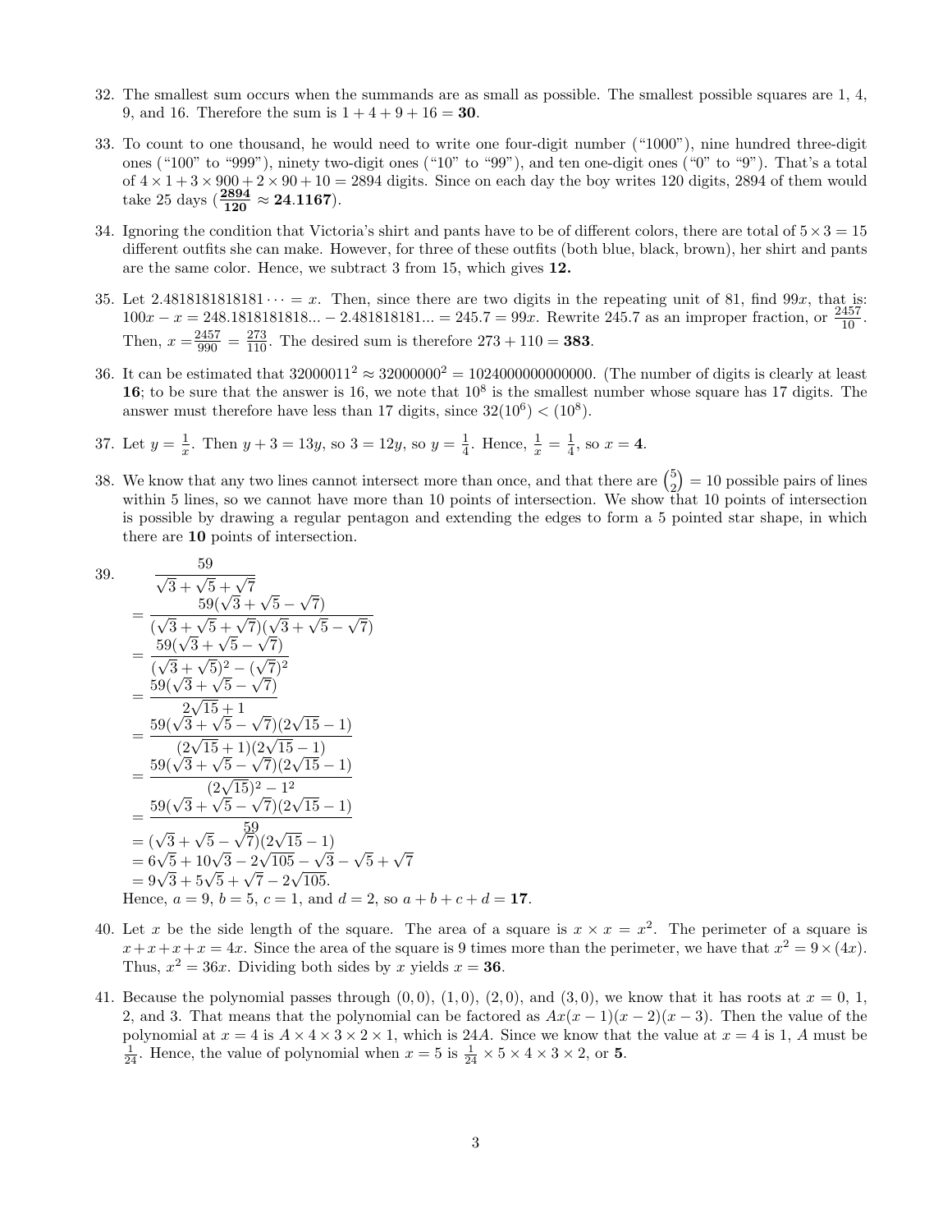32. The smallest sum occurs when the summands are as small as possible. The smallest possible squares are 1, 4, 9, and 16. Therefore the sum is $1 + 4 + 9 + 16 =$ **30**.

33. To count to one thousand, he would need to write one four-digit number ("1000"), nine hundred three-digit ones ("100" to "999"), ninety two-digit ones ("10" to "99"), and ten one-digit ones ("0" to "9"). That's a total of $4 \times 1 + 3 \times 900 + 2 \times 90 + 10 = 2894$ digits. Since on each day the boy writes 120 digits, 2894 of them would take 25 days ($\mathbf{\frac{2894}{120}} \approx \mathbf{24.1167}$).

34. Ignoring the condition that Victoria's shirt and pants have to be of different colors, there are total of $5 \times 3 = 15$ different outfits she can make. However, for three of these outfits (both blue, black, brown), her shirt and pants are the same color. Hence, we subtract 3 from 15, which gives **12.**

35. Let $2.4818181818181 \cdots = x$. Then, since there are two digits in the repeating unit of 81, find $99x$, that is: $100x - x = 248.1818181818... - 2.481818181... = 245.7 = 99x$. Rewrite 245.7 as an improper fraction, or $\frac{2457}{10}$. Then, $x = \frac{2457}{990} = \frac{273}{110}$. The desired sum is therefore $273 + 110 =$ **383**.

36. It can be estimated that $32000011^2 \approx 32000000^2 = 1024000000000000$. (The number of digits is clearly at least **16**; to be sure that the answer is 16, we note that $10^8$ is the smallest number whose square has 17 digits. The answer must therefore have less than 17 digits, since $32(10^6) < (10^8)$.

37. Let $y = \frac{1}{x}$. Then $y + 3 = 13y$, so $3 = 12y$, so $y = \frac{1}{4}$. Hence, $\frac{1}{x} = \frac{1}{4}$, so $x =$ **4**.

38. We know that any two lines cannot intersect more than once, and that there are $\binom{5}{2} = 10$ possible pairs of lines within 5 lines, so we cannot have more than 10 points of intersection. We show that 10 points of intersection is possible by drawing a regular pentagon and extending the edges to form a 5 pointed star shape, in which there are **10** points of intersection.

39.
$$
\begin{aligned}
& \frac{59}{\sqrt{3}+\sqrt{5}+\sqrt{7}} \\
&= \frac{59(\sqrt{3}+\sqrt{5}-\sqrt{7})}{(\sqrt{3}+\sqrt{5}+\sqrt{7})(\sqrt{3}+\sqrt{5}-\sqrt{7})} \\
&= \frac{59(\sqrt{3}+\sqrt{5}-\sqrt{7})}{(\sqrt{3}+\sqrt{5})^2-(\sqrt{7})^2} \\
&= \frac{59(\sqrt{3}+\sqrt{5}-\sqrt{7})}{2\sqrt{15}+1} \\
&= \frac{59(\sqrt{3}+\sqrt{5}-\sqrt{7})(2\sqrt{15}-1)}{(2\sqrt{15}+1)(2\sqrt{15}-1)} \\
&= \frac{59(\sqrt{3}+\sqrt{5}-\sqrt{7})(2\sqrt{15}-1)}{(2\sqrt{15})^2-1^2} \\
&= \frac{59(\sqrt{3}+\sqrt{5}-\sqrt{7})(2\sqrt{15}-1)}{59} \\
&= (\sqrt{3}+\sqrt{5}-\sqrt{7})(2\sqrt{15}-1) \\
&= 6\sqrt{5}+10\sqrt{3}-2\sqrt{105}-\sqrt{3}-\sqrt{5}+\sqrt{7} \\
&= 9\sqrt{3}+5\sqrt{5}+\sqrt{7}-2\sqrt{105}.
\end{aligned}
$$
Hence, $a = 9$, $b = 5$, $c = 1$, and $d = 2$, so $a + b + c + d =$ **17**.

40. Let $x$ be the side length of the square. The area of a square is $x \times x = x^2$. The perimeter of a square is $x + x + x + x = 4x$. Since the area of the square is 9 times more than the perimeter, we have that $x^2 = 9 \times (4x)$. Thus, $x^2 = 36x$. Dividing both sides by $x$ yields $x =$ **36**.

41. Because the polynomial passes through $(0, 0)$, $(1, 0)$, $(2, 0)$, and $(3, 0)$, we know that it has roots at $x = 0$, 1, 2, and 3. That means that the polynomial can be factored as $Ax(x-1)(x-2)(x-3)$. Then the value of the polynomial at $x = 4$ is $A \times 4 \times 3 \times 2 \times 1$, which is $24A$. Since we know that the value at $x = 4$ is 1, $A$ must be $\frac{1}{24}$. Hence, the value of polynomial when $x = 5$ is $\frac{1}{24} \times 5 \times 4 \times 3 \times 2$, or **5**.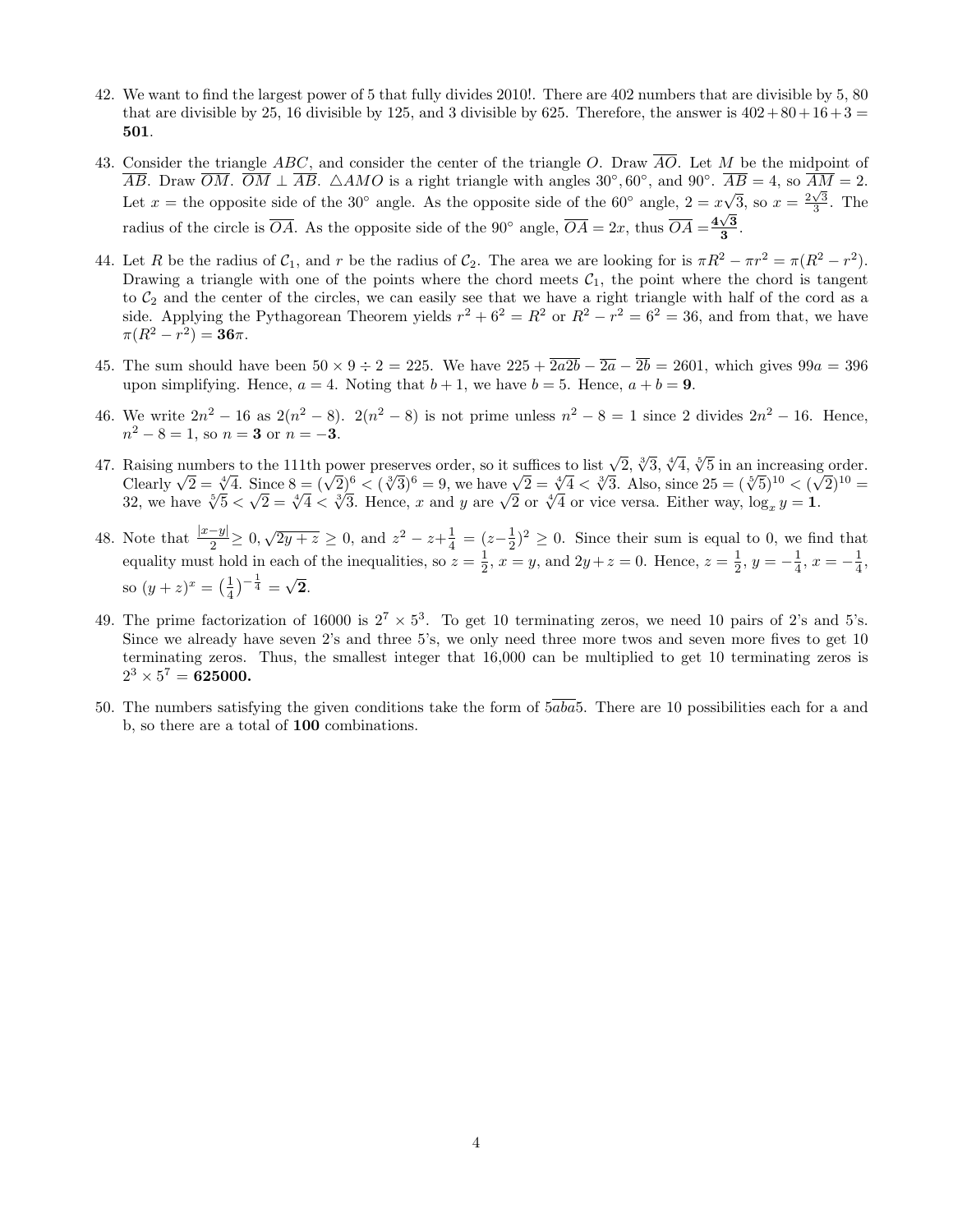42. We want to find the largest power of 5 that fully divides 2010!. There are 402 numbers that are divisible by 5, 80 that are divisible by 25, 16 divisible by 125, and 3 divisible by 625. Therefore, the answer is $402+80+16+3 = \mathbf{501}$.

43. Consider the triangle $ABC$, and consider the center of the triangle $O$. Draw $\overline{AO}$. Let $M$ be the midpoint of $\overline{AB}$. Draw $\overline{OM}$. $\overline{OM} \perp \overline{AB}$. $\triangle AMO$ is a right triangle with angles $30^\circ, 60^\circ$, and $90^\circ$. $\overline{AB} = 4$, so $\overline{AM} = 2$. Let $x =$ the opposite side of the $30^\circ$ angle. As the opposite side of the $60^\circ$ angle, $2 = x\sqrt{3}$, so $x = \frac{2\sqrt{3}}{3}$. The radius of the circle is $\overline{OA}$. As the opposite side of the $90^\circ$ angle, $\overline{OA} = 2x$, thus $\overline{OA} = \mathbf{\frac{4\sqrt{3}}{3}}$.

44. Let $R$ be the radius of $\mathcal{C}_1$, and $r$ be the radius of $\mathcal{C}_2$. The area we are looking for is $\pi R^2 - \pi r^2 = \pi(R^2 - r^2)$. Drawing a triangle with one of the points where the chord meets $\mathcal{C}_1$, the point where the chord is tangent to $\mathcal{C}_2$ and the center of the circles, we can easily see that we have a right triangle with half of the cord as a side. Applying the Pythagorean Theorem yields $r^2 + 6^2 = R^2$ or $R^2 - r^2 = 6^2 = 36$, and from that, we have $\pi(R^2 - r^2) = \mathbf{36}\pi$.

45. The sum should have been $50 \times 9 \div 2 = 225$. We have $225 + \overline{2a2b} - \overline{2a} - \overline{2b} = 2601$, which gives $99a = 396$ upon simplifying. Hence, $a = 4$. Noting that $b+1$, we have $b = 5$. Hence, $a + b = \mathbf{9}$.

46. We write $2n^2 - 16$ as $2(n^2 - 8)$. $2(n^2 - 8)$ is not prime unless $n^2 - 8 = 1$ since 2 divides $2n^2 - 16$. Hence, $n^2 - 8 = 1$, so $n = \mathbf{3}$ or $n = \mathbf{-3}$.

47. Raising numbers to the 111th power preserves order, so it suffices to list $\sqrt{2}$, $\sqrt[3]{3}$, $\sqrt[4]{4}$, $\sqrt[5]{5}$ in an increasing order. Clearly $\sqrt{2} = \sqrt[4]{4}$. Since $8 = (\sqrt{2})^6 < (\sqrt[3]{3})^6 = 9$, we have $\sqrt{2} = \sqrt[4]{4} < \sqrt[3]{3}$. Also, since $25 = (\sqrt[5]{5})^{10} < (\sqrt{2})^{10} = 32$, we have $\sqrt[5]{5} < \sqrt{2} = \sqrt[4]{4} < \sqrt[3]{3}$. Hence, $x$ and $y$ are $\sqrt{2}$ or $\sqrt[4]{4}$ or vice versa. Either way, $\log_x y = \mathbf{1}$.

48. Note that $\frac{|x-y|}{2} \geq 0$, $\sqrt{2y+z} \geq 0$, and $z^2 - z + \frac{1}{4} = (z - \frac{1}{2})^2 \geq 0$. Since their sum is equal to 0, we find that equality must hold in each of the inequalities, so $z = \frac{1}{2}$, $x = y$, and $2y + z = 0$. Hence, $z = \frac{1}{2}$, $y = -\frac{1}{4}$, $x = -\frac{1}{4}$, so $(y+z)^x = \left(\frac{1}{4}\right)^{-\frac{1}{4}} = \mathbf{\sqrt{2}}$.

49. The prime factorization of 16000 is $2^7 \times 5^3$. To get 10 terminating zeros, we need 10 pairs of 2's and 5's. Since we already have seven 2's and three 5's, we only need three more twos and seven more fives to get 10 terminating zeros. Thus, the smallest integer that 16,000 can be multiplied to get 10 terminating zeros is $2^3 \times 5^7 = \mathbf{625000.}$

50. The numbers satisfying the given conditions take the form of $5\overline{aba}5$. There are 10 possibilities each for a and b, so there are a total of **100** combinations.